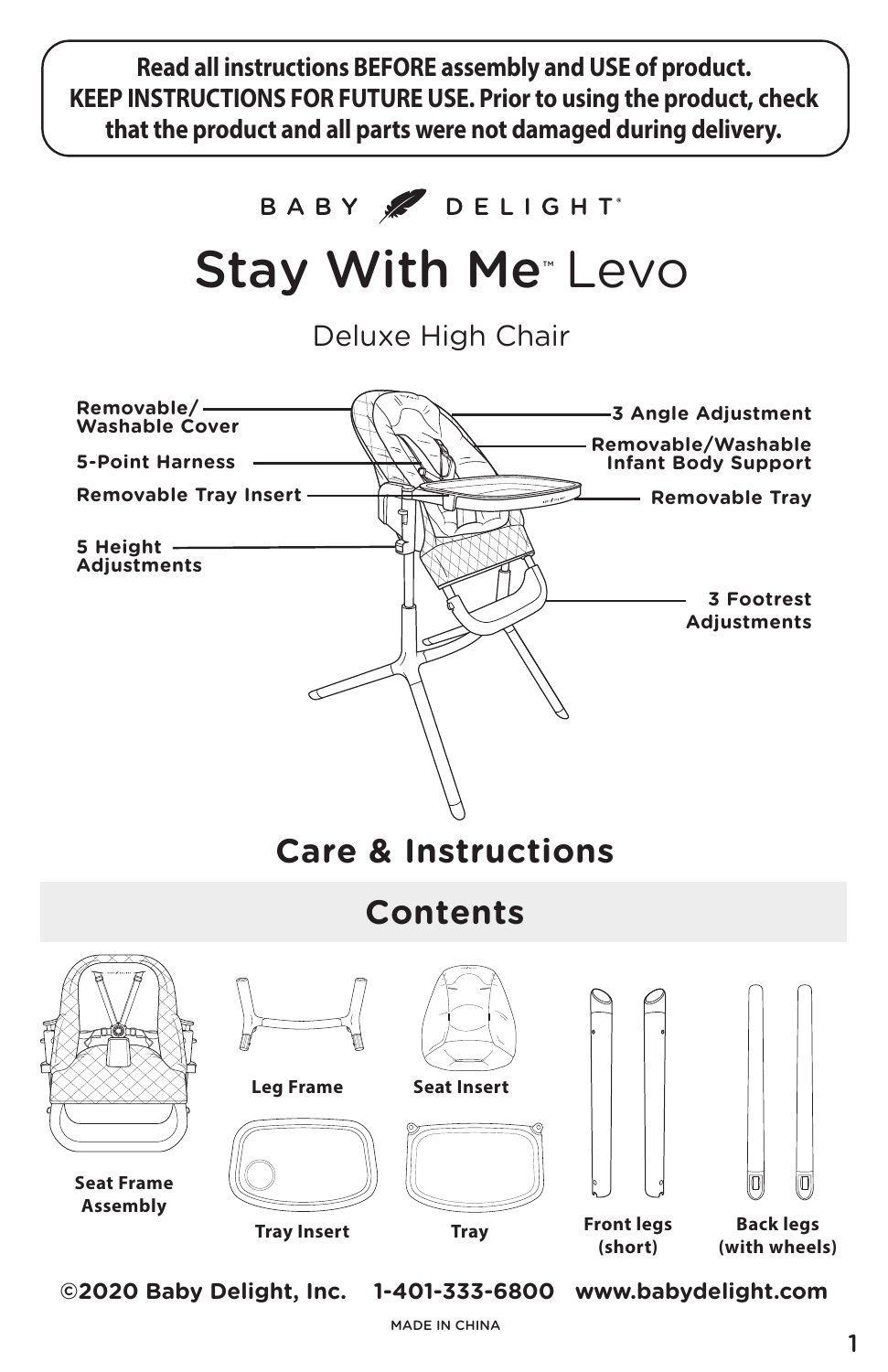**Read all instructions BEFORE assembly and USE of product. KEEP INSTRUCTIONS FOR FUTURE USE. Prior to using the product, check that the product and all parts were not damaged during delivery.**

BABY DELIGHT®

# Stay With Me™ Levo

Deluxe High Chair

Removable/ Washable Cover

5-Point Harness

Removable Tray Insert

5 Height Adjustments

3 Angle Adjustment

Removable/Washable Infant Body Support

Removable Tray

3 Footrest Adjustments

## Care & Instructions

## Contents

- Seat Frame Assembly
- Leg Frame
- Seat Insert
- Tray Insert
- Tray
- Front legs (short)
- Back legs (with wheels)

©2020 Baby Delight, Inc. 1-401-333-6800 www.babydelight.com

MADE IN CHINA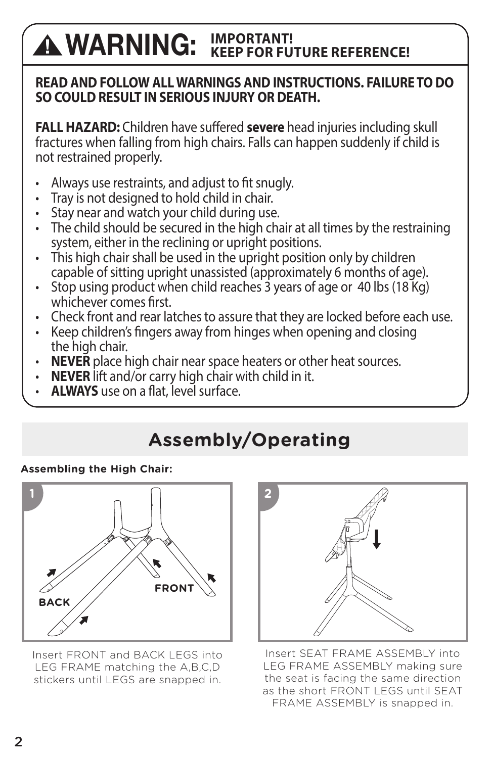# ⚠ WARNING: IMPORTANT! KEEP FOR FUTURE REFERENCE!

**READ AND FOLLOW ALL WARNINGS AND INSTRUCTIONS. FAILURE TO DO SO COULD RESULT IN SERIOUS INJURY OR DEATH.**

**FALL HAZARD:** Children have suffered **severe** head injuries including skull fractures when falling from high chairs. Falls can happen suddenly if child is not restrained properly.

- Always use restraints, and adjust to fit snugly.
- Tray is not designed to hold child in chair.
- Stay near and watch your child during use.
- The child should be secured in the high chair at all times by the restraining system, either in the reclining or upright positions.
- This high chair shall be used in the upright position only by children capable of sitting upright unassisted (approximately 6 months of age).
- Stop using product when child reaches 3 years of age or 40 lbs (18 Kg) whichever comes first.
- Check front and rear latches to assure that they are locked before each use.
- Keep children's fingers away from hinges when opening and closing the high chair.
- **NEVER** place high chair near space heaters or other heat sources.
- **NEVER** lift and/or carry high chair with child in it.
- **ALWAYS** use on a flat, level surface.

## Assembly/Operating

### Assembling the High Chair:

**1**

BACK

FRONT

Insert FRONT and BACK LEGS into LEG FRAME matching the A,B,C,D stickers until LEGS are snapped in.

**2**

Insert SEAT FRAME ASSEMBLY into LEG FRAME ASSEMBLY making sure the seat is facing the same direction as the short FRONT LEGS until SEAT FRAME ASSEMBLY is snapped in.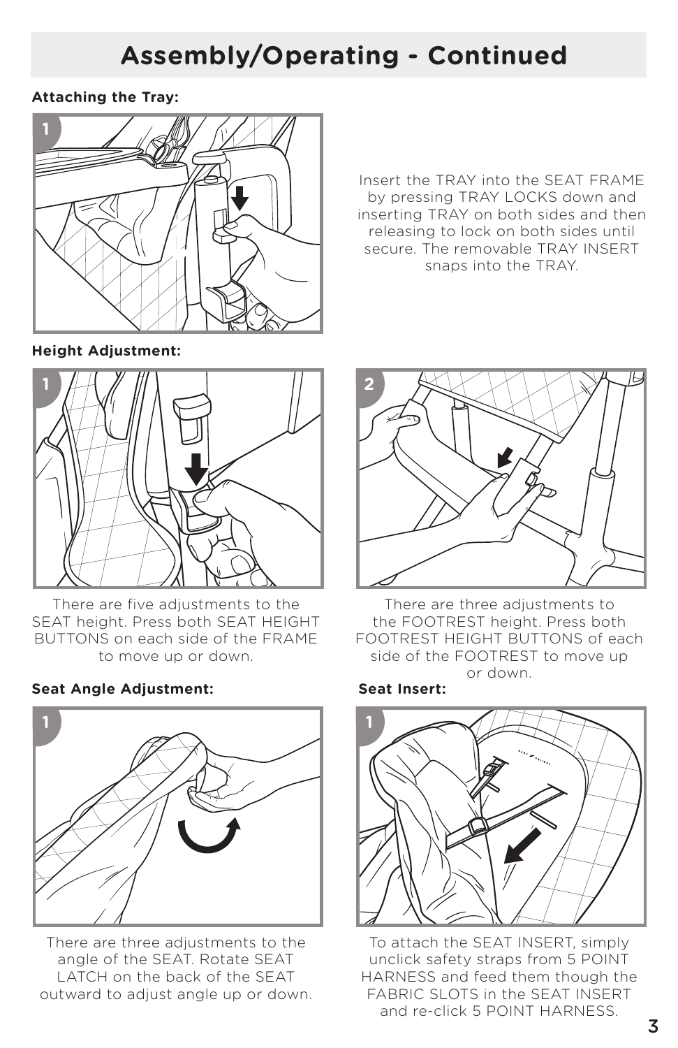# Assembly/Operating - Continued

### Attaching the Tray:

1

Insert the TRAY into the SEAT FRAME by pressing TRAY LOCKS down and inserting TRAY on both sides and then releasing to lock on both sides until secure. The removable TRAY INSERT snaps into the TRAY.

### Height Adjustment:

1

There are five adjustments to the SEAT height. Press both SEAT HEIGHT BUTTONS on each side of the FRAME to move up or down.

2

There are three adjustments to the FOOTREST height. Press both FOOTREST HEIGHT BUTTONS of each side of the FOOTREST to move up or down.

### Seat Angle Adjustment:

1

There are three adjustments to the angle of the SEAT. Rotate SEAT LATCH on the back of the SEAT outward to adjust angle up or down.

### Seat Insert:

1

To attach the SEAT INSERT, simply unclick safety straps from 5 POINT HARNESS and feed them though the FABRIC SLOTS in the SEAT INSERT and re-click 5 POINT HARNESS.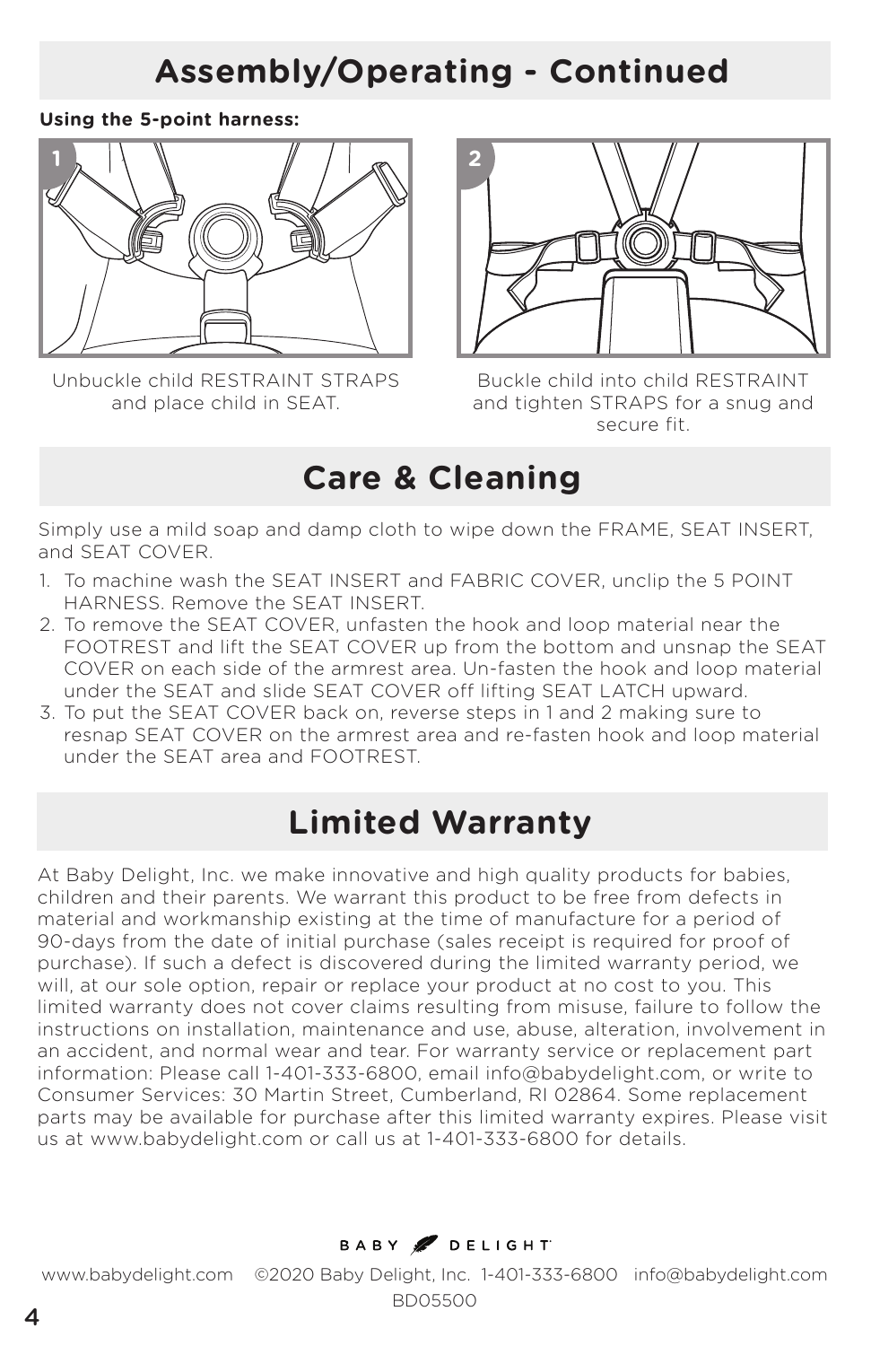# Assembly/Operating - Continued

**Using the 5-point harness:**

1

Unbuckle child RESTRAINT STRAPS and place child in SEAT.

2

Buckle child into child RESTRAINT and tighten STRAPS for a snug and secure fit.

# Care & Cleaning

Simply use a mild soap and damp cloth to wipe down the FRAME, SEAT INSERT, and SEAT COVER.

1. To machine wash the SEAT INSERT and FABRIC COVER, unclip the 5 POINT HARNESS. Remove the SEAT INSERT.
2. To remove the SEAT COVER, unfasten the hook and loop material near the FOOTREST and lift the SEAT COVER up from the bottom and unsnap the SEAT COVER on each side of the armrest area. Un-fasten the hook and loop material under the SEAT and slide SEAT COVER off lifting SEAT LATCH upward.
3. To put the SEAT COVER back on, reverse steps in 1 and 2 making sure to resnap SEAT COVER on the armrest area and re-fasten hook and loop material under the SEAT area and FOOTREST.

# Limited Warranty

At Baby Delight, Inc. we make innovative and high quality products for babies, children and their parents. We warrant this product to be free from defects in material and workmanship existing at the time of manufacture for a period of 90-days from the date of initial purchase (sales receipt is required for proof of purchase). If such a defect is discovered during the limited warranty period, we will, at our sole option, repair or replace your product at no cost to you. This limited warranty does not cover claims resulting from misuse, failure to follow the instructions on installation, maintenance and use, abuse, alteration, involvement in an accident, and normal wear and tear. For warranty service or replacement part information: Please call 1-401-333-6800, email info@babydelight.com, or write to Consumer Services: 30 Martin Street, Cumberland, RI 02864. Some replacement parts may be available for purchase after this limited warranty expires. Please visit us at www.babydelight.com or call us at 1-401-333-6800 for details.

BABY DELIGHT™

www.babydelight.com ©2020 Baby Delight, Inc. 1-401-333-6800 info@babydelight.com

BD05500